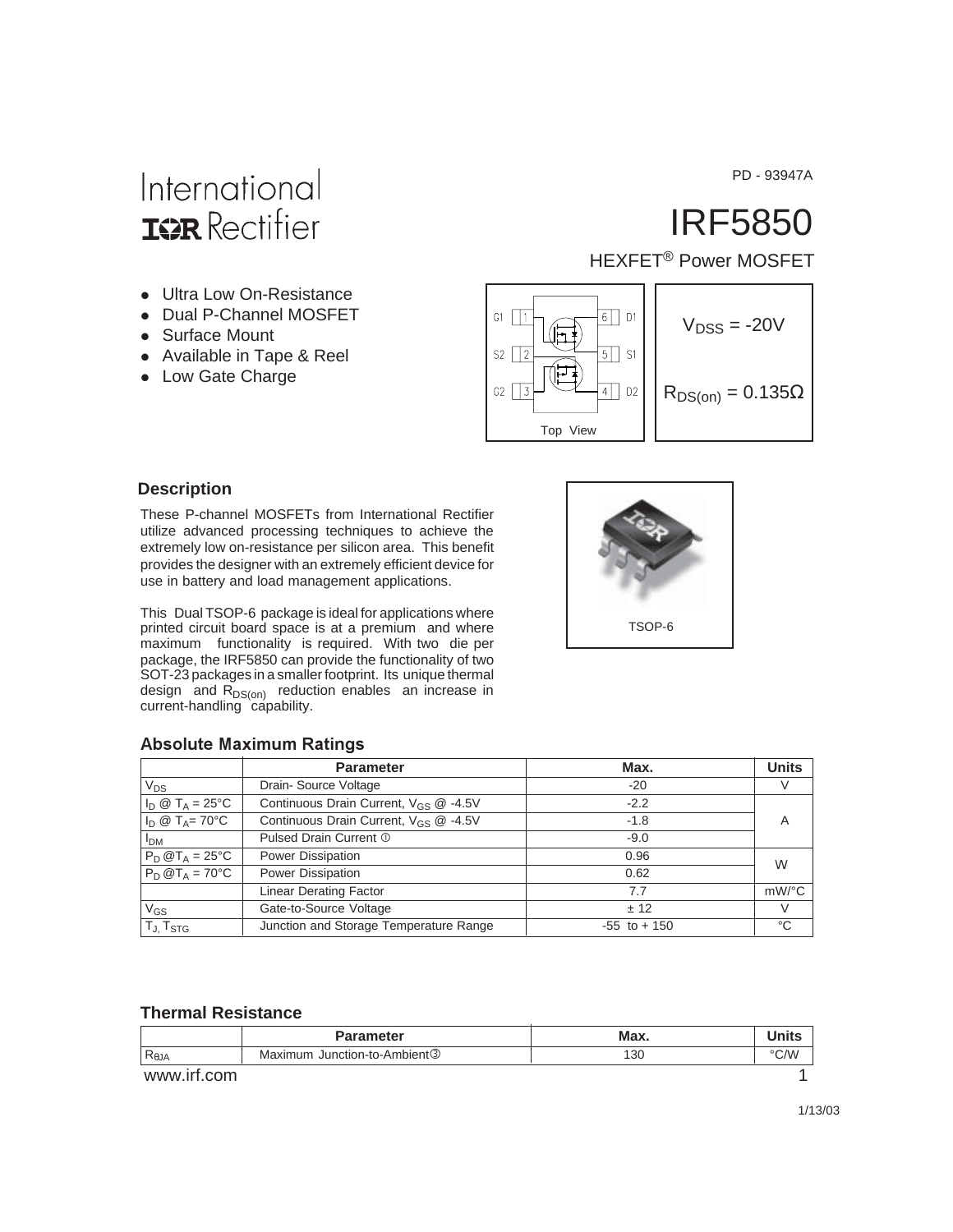PD - 93947A

International
IOR Rectifier

# IRF5850

HEXFET® Power MOSFET

- Ultra Low On-Resistance
- Dual P-Channel MOSFET
- Surface Mount
- Available in Tape & Reel
- Low Gate Charge

G1 1 | 6 D1
S2 2 | 5 S1
G2 3 | 4 D2

Top View

$V_{DSS}$ = -20V

$R_{DS(on)}$ = 0.135Ω

## Description

These P-channel MOSFETs from International Rectifier utilize advanced processing techniques to achieve the extremely low on-resistance per silicon area. This benefit provides the designer with an extremely efficient device for use in battery and load management applications.

This Dual TSOP-6 package is ideal for applications where printed circuit board space is at a premium and where maximum functionality is required. With two die per package, the IRF5850 can provide the functionality of two SOT-23 packages in a smaller footprint. Its unique thermal design and $R_{DS(on)}$ reduction enables an increase in current-handling capability.

TSOP-6

## Absolute Maximum Ratings

| | Parameter | Max. | Units |
|---|---|---|---|
| $V_{DS}$ | Drain- Source Voltage | -20 | V |
| $I_D$ @ $T_A$ = 25°C | Continuous Drain Current, $V_{GS}$ @ -4.5V | -2.2 | A |
| $I_D$ @ $T_A$= 70°C | Continuous Drain Current, $V_{GS}$ @ -4.5V | -1.8 | |
| $I_{DM}$ | Pulsed Drain Current ① | -9.0 | |
| $P_D$ @$T_A$ = 25°C | Power Dissipation | 0.96 | W |
| $P_D$ @$T_A$ = 70°C | Power Dissipation | 0.62 | |
| | Linear Derating Factor | 7.7 | mW/°C |
| $V_{GS}$ | Gate-to-Source Voltage | ± 12 | V |
| $T_J$, $T_{STG}$ | Junction and Storage Temperature Range | -55 to + 150 | °C |

## Thermal Resistance

| | Parameter | Max. | Units |
|---|---|---|---|
| $R_{\theta JA}$ | Maximum Junction-to-Ambient③ | 130 | °C/W |

1/13/03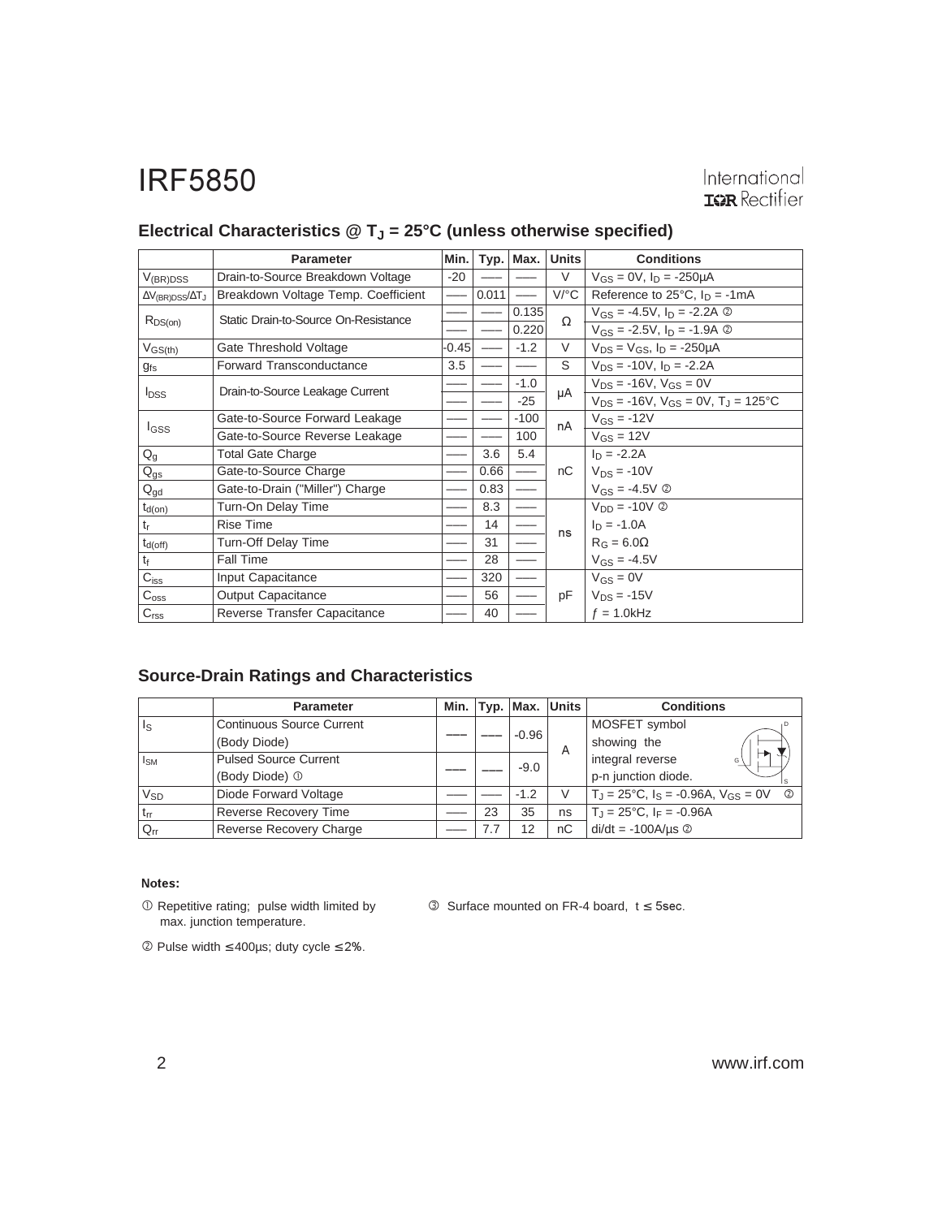## Electrical Characteristics @ $T_J$ = 25°C (unless otherwise specified)

| | Parameter | Min. | Typ. | Max. | Units | Conditions |
|---|---|---|---|---|---|---|
| $V_{(BR)DSS}$ | Drain-to-Source Breakdown Voltage | -20 | —— | —— | V | $V_{GS}$ = 0V, $I_D$ = -250μA |
| $\Delta V_{(BR)DSS}/\Delta T_J$ | Breakdown Voltage Temp. Coefficient | —— | 0.011 | —— | V/°C | Reference to 25°C, $I_D$ = -1mA |
| $R_{DS(on)}$ | Static Drain-to-Source On-Resistance | —— | —— | 0.135 | Ω | $V_{GS}$ = -4.5V, $I_D$ = -2.2A ② |
| | | —— | —— | 0.220 | | $V_{GS}$ = -2.5V, $I_D$ = -1.9A ② |
| $V_{GS(th)}$ | Gate Threshold Voltage | -0.45 | —— | -1.2 | V | $V_{DS}$ = $V_{GS}$, $I_D$ = -250μA |
| $g_{fs}$ | Forward Transconductance | 3.5 | —— | —— | S | $V_{DS}$ = -10V, $I_D$ = -2.2A |
| $I_{DSS}$ | Drain-to-Source Leakage Current | —— | —— | -1.0 | μA | $V_{DS}$ = -16V, $V_{GS}$ = 0V |
| | | —— | —— | -25 | | $V_{DS}$ = -16V, $V_{GS}$ = 0V, $T_J$ = 125°C |
| $I_{GSS}$ | Gate-to-Source Forward Leakage | —— | —— | -100 | nA | $V_{GS}$ = -12V |
| | Gate-to-Source Reverse Leakage | —— | —— | 100 | | $V_{GS}$ = 12V |
| $Q_g$ | Total Gate Charge | —— | 3.6 | 5.4 | nC | $I_D$ = -2.2A |
| $Q_{gs}$ | Gate-to-Source Charge | —— | 0.66 | —— | | $V_{DS}$ = -10V |
| $Q_{gd}$ | Gate-to-Drain ("Miller") Charge | —— | 0.83 | —— | | $V_{GS}$ = -4.5V ② |
| $t_{d(on)}$ | Turn-On Delay Time | —— | 8.3 | —— | ns | $V_{DD}$ = -10V ② |
| $t_r$ | Rise Time | —— | 14 | —— | | $I_D$ = -1.0A |
| $t_{d(off)}$ | Turn-Off Delay Time | —— | 31 | —— | | $R_G$ = 6.0Ω |
| $t_f$ | Fall Time | —— | 28 | —— | | $V_{GS}$ = -4.5V |
| $C_{iss}$ | Input Capacitance | —— | 320 | —— | pF | $V_{GS}$ = 0V |
| $C_{oss}$ | Output Capacitance | —— | 56 | —— | | $V_{DS}$ = -15V |
| $C_{rss}$ | Reverse Transfer Capacitance | —— | 40 | —— | | $f$ = 1.0kHz |

## Source-Drain Ratings and Characteristics

| | Parameter | Min. | Typ. | Max. | Units | Conditions |
|---|---|---|---|---|---|---|
| $I_S$ | Continuous Source Current (Body Diode) | —— | —— | -0.96 | A | MOSFET symbol showing the integral reverse p-n junction diode. |
| $I_{SM}$ | Pulsed Source Current (Body Diode) ① | —— | —— | -9.0 | | |
| $V_{SD}$ | Diode Forward Voltage | —— | —— | -1.2 | V | $T_J$ = 25°C, $I_S$ = -0.96A, $V_{GS}$ = 0V ② |
| $t_{rr}$ | Reverse Recovery Time | —— | 23 | 35 | ns | $T_J$ = 25°C, $I_F$ = -0.96A |
| $Q_{rr}$ | Reverse Recovery Charge | —— | 7.7 | 12 | nC | di/dt = -100A/μs ② |

**Notes:**

① Repetitive rating; pulse width limited by max. junction temperature.

② Pulse width ≤ 400μs; duty cycle ≤ 2%.

③ Surface mounted on FR-4 board, t ≤ 5sec.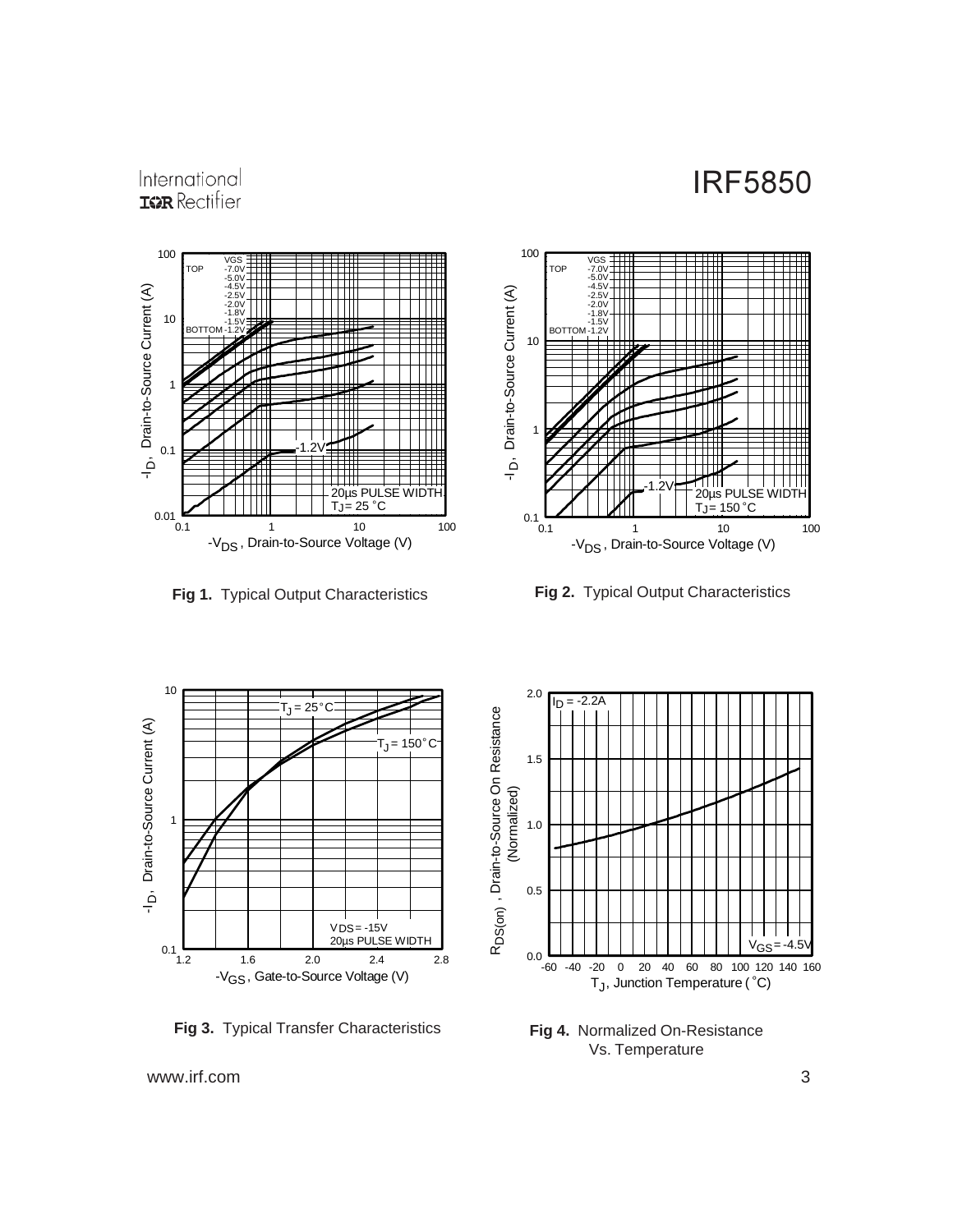**Fig 1.** Typical Output Characteristics

**Fig 2.** Typical Output Characteristics

**Fig 3.** Typical Transfer Characteristics

**Fig 4.** Normalized On-Resistance Vs. Temperature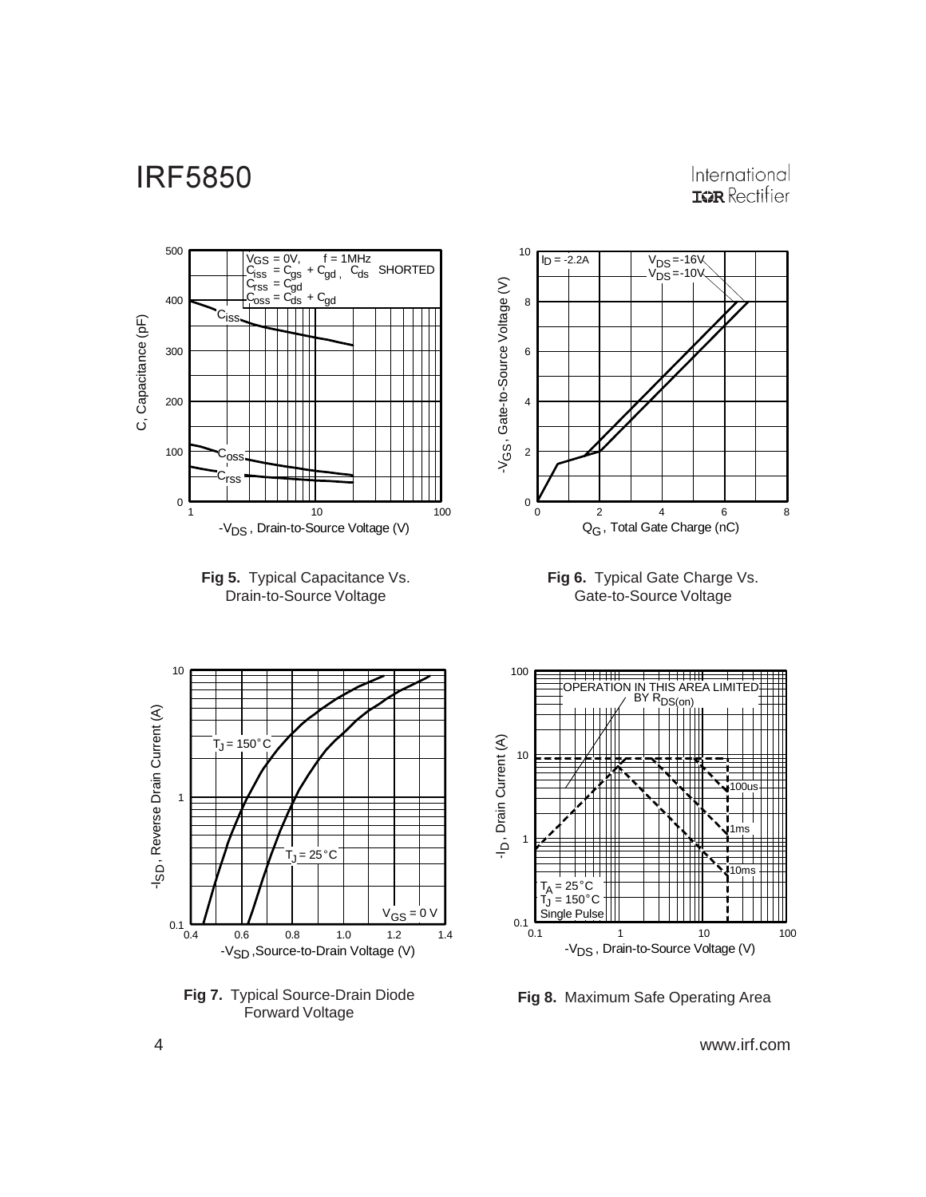**Fig 5.** Typical Capacitance Vs. Drain-to-Source Voltage

**Fig 6.** Typical Gate Charge Vs. Gate-to-Source Voltage

**Fig 7.** Typical Source-Drain Diode Forward Voltage

**Fig 8.** Maximum Safe Operating Area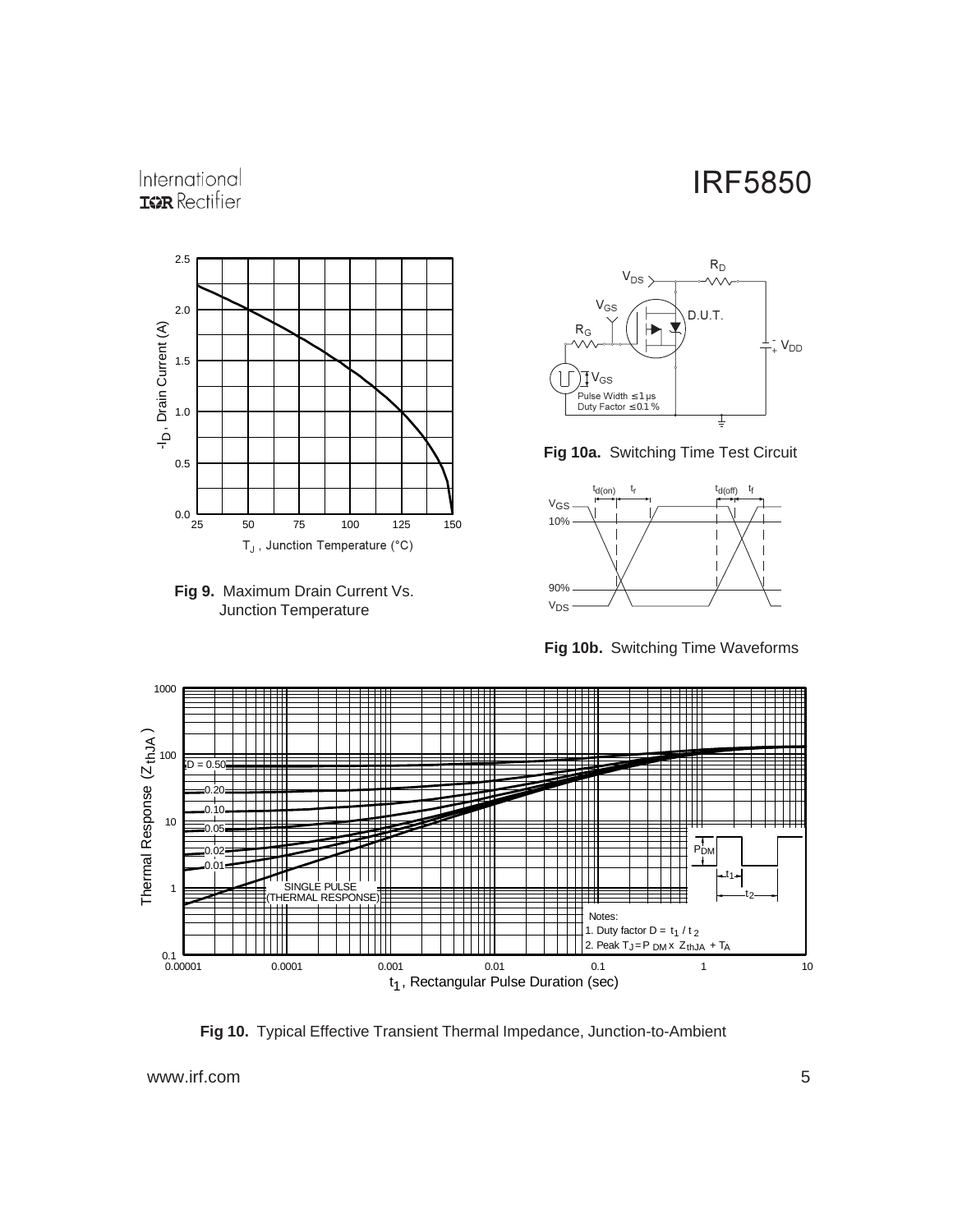**Fig 9.** Maximum Drain Current Vs. Junction Temperature

**Fig 10a.** Switching Time Test Circuit

**Fig 10b.** Switching Time Waveforms

Notes:
1. Duty factor $D = t_1 / t_2$
2. Peak $T_J = P_{DM} \times Z_{thJA} + T_A$

**Fig 10.** Typical Effective Transient Thermal Impedance, Junction-to-Ambient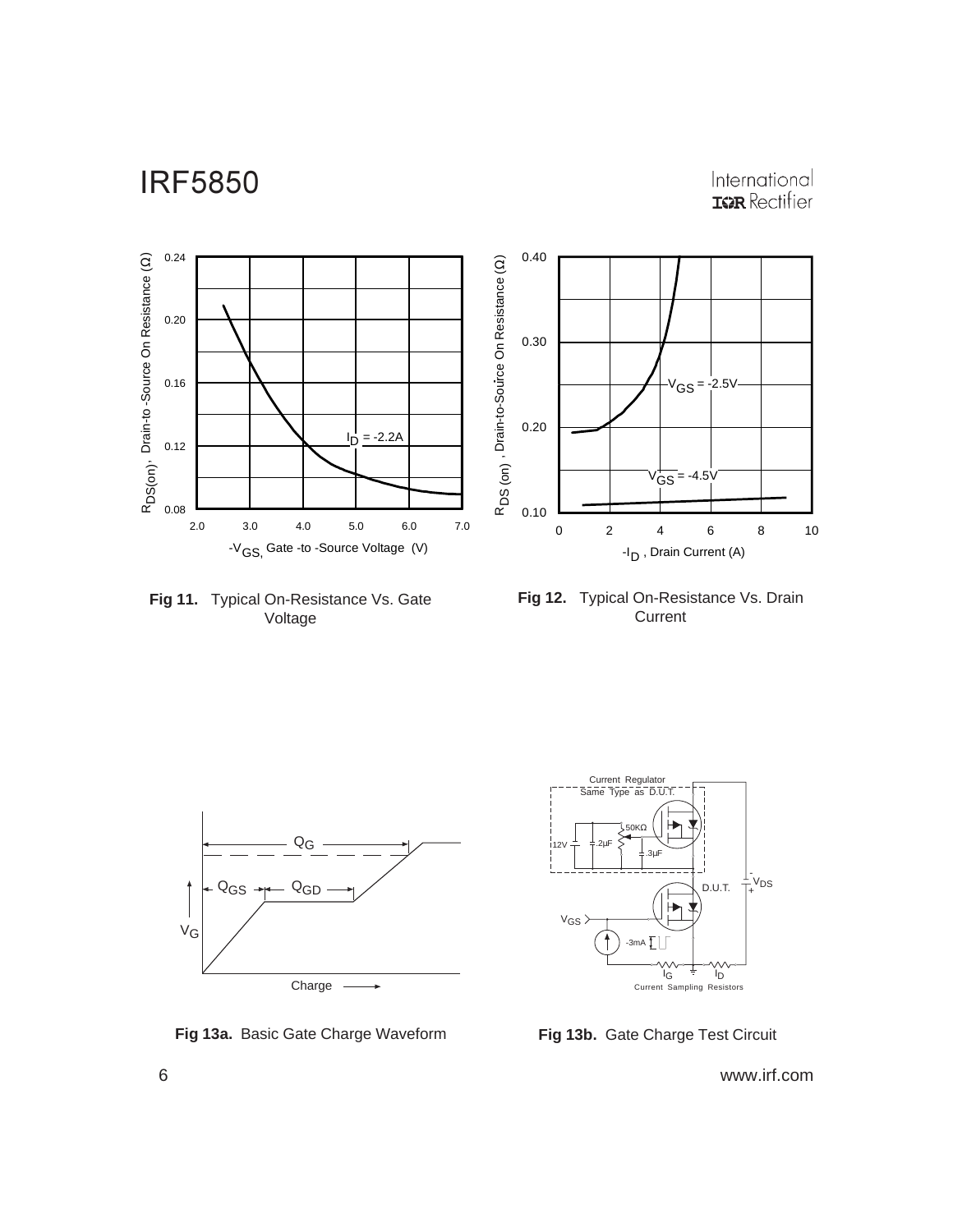**Fig 11.** Typical On-Resistance Vs. Gate Voltage

**Fig 12.** Typical On-Resistance Vs. Drain Current

**Fig 13a.** Basic Gate Charge Waveform

**Fig 13b.** Gate Charge Test Circuit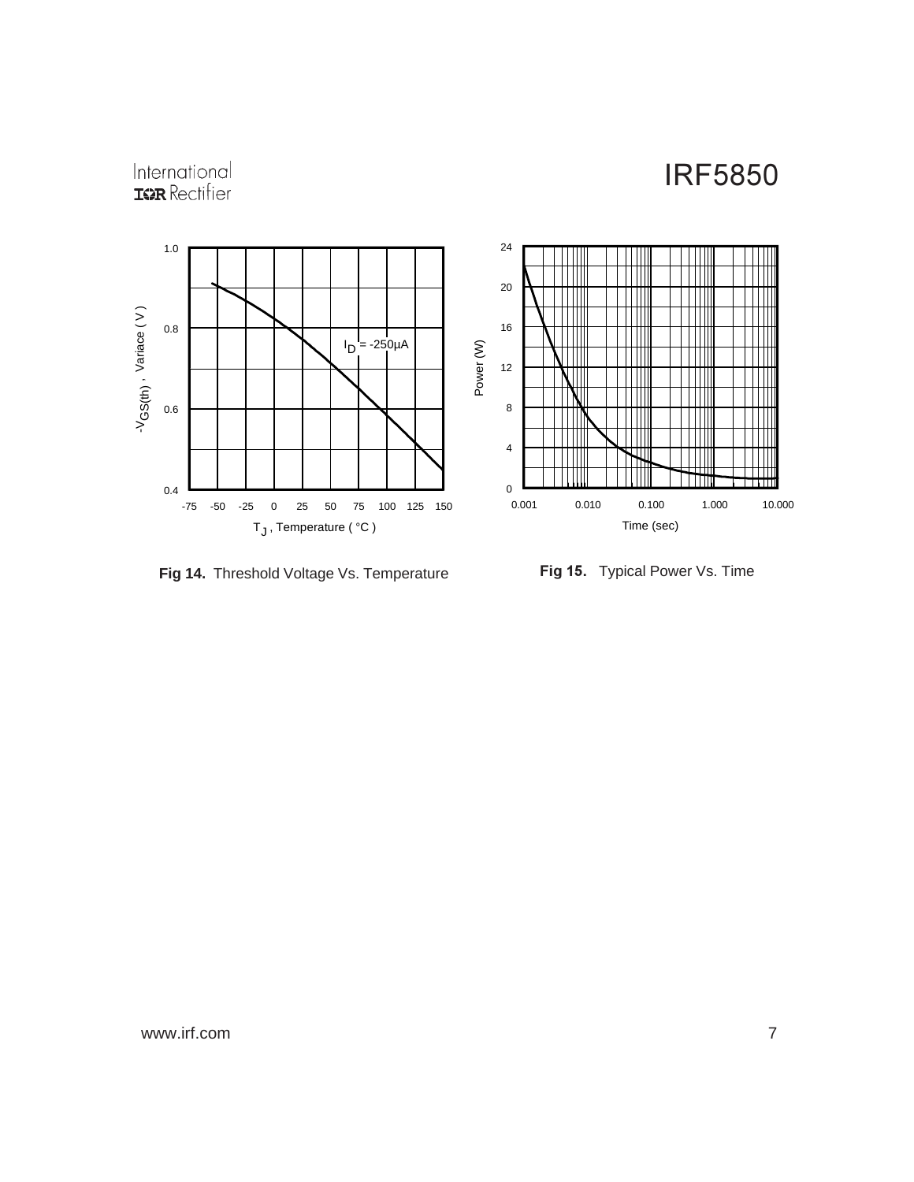**Fig 14.** Threshold Voltage Vs. Temperature

**Fig 15.** Typical Power Vs. Time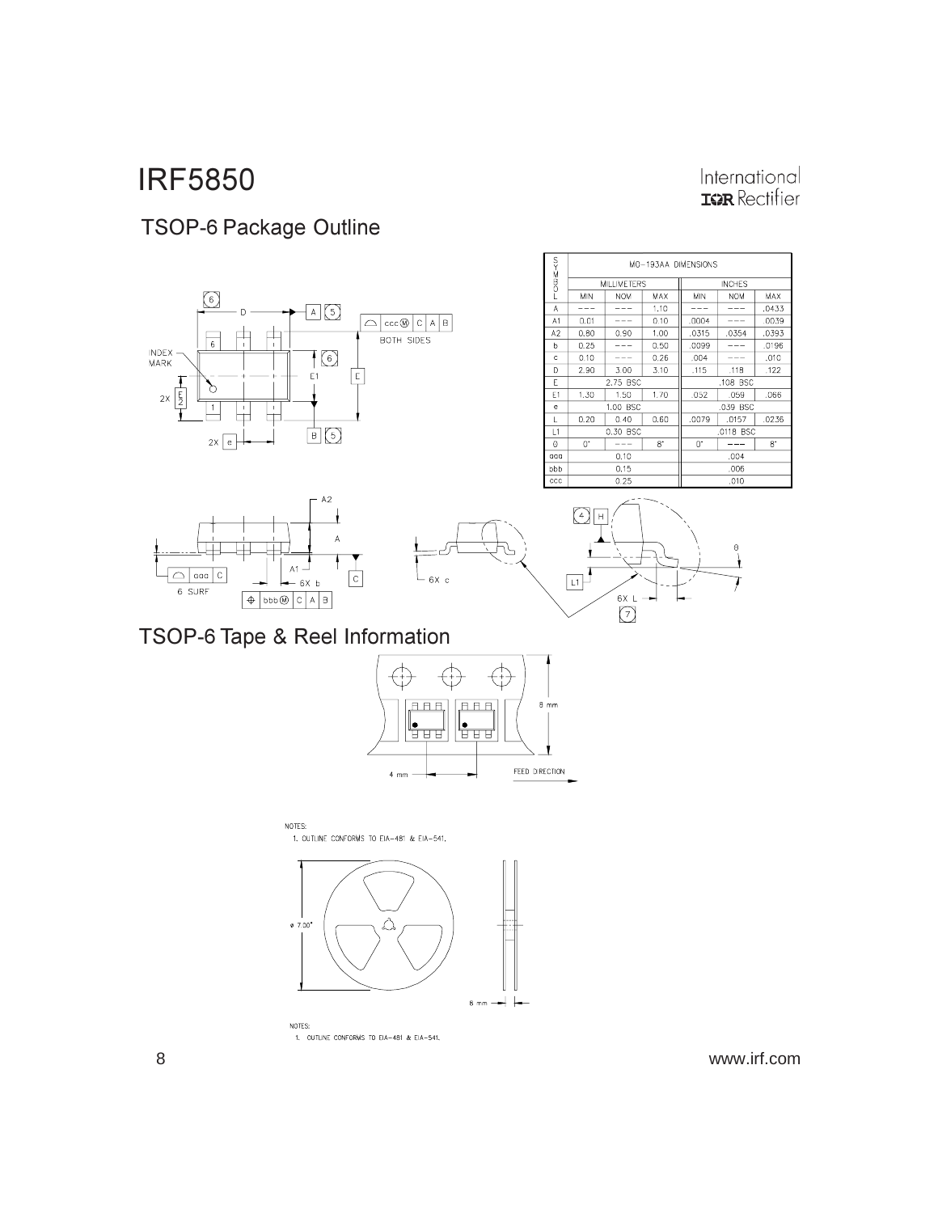## TSOP-6 Package Outline

| SYMBOL | MO-193AA DIMENSIONS | | | | | |
|---|---|---|---|---|---|---|
| | MILLIMETERS | | | INCHES | | |
| | MIN | NOM | MAX | MIN | NOM | MAX |
| A | --- | --- | 1.10 | --- | --- | .0433 |
| A1 | 0.01 | --- | 0.10 | .0004 | --- | .0039 |
| A2 | 0.80 | 0.90 | 1.00 | .0315 | .0354 | .0393 |
| b | 0.25 | --- | 0.50 | .0099 | --- | .0196 |
| c | 0.10 | --- | 0.26 | .004 | --- | .010 |
| D | 2.90 | 3.00 | 3.10 | .115 | .118 | .122 |
| E | 2.75 BSC | | | .108 BSC | | |
| E1 | 1.30 | 1.50 | 1.70 | .052 | .059 | .066 |
| e | 1.00 BSC | | | .039 BSC | | |
| L | 0.20 | 0.40 | 0.60 | .0079 | .0157 | .0236 |
| L1 | 0.30 BSC | | | .0118 BSC | | |
| θ | 0° | --- | 8° | 0° | --- | 8° |
| aaa | 0.10 | | | .004 | | |
| bbb | 0.15 | | | .006 | | |
| ccc | 0.25 | | | .010 | | |

## TSOP-6 Tape & Reel Information

NOTES:
1. OUTLINE CONFORMS TO EIA-481 & EIA-541.

NOTES:
1. OUTLINE CONFORMS TO EIA-481 & EIA-541.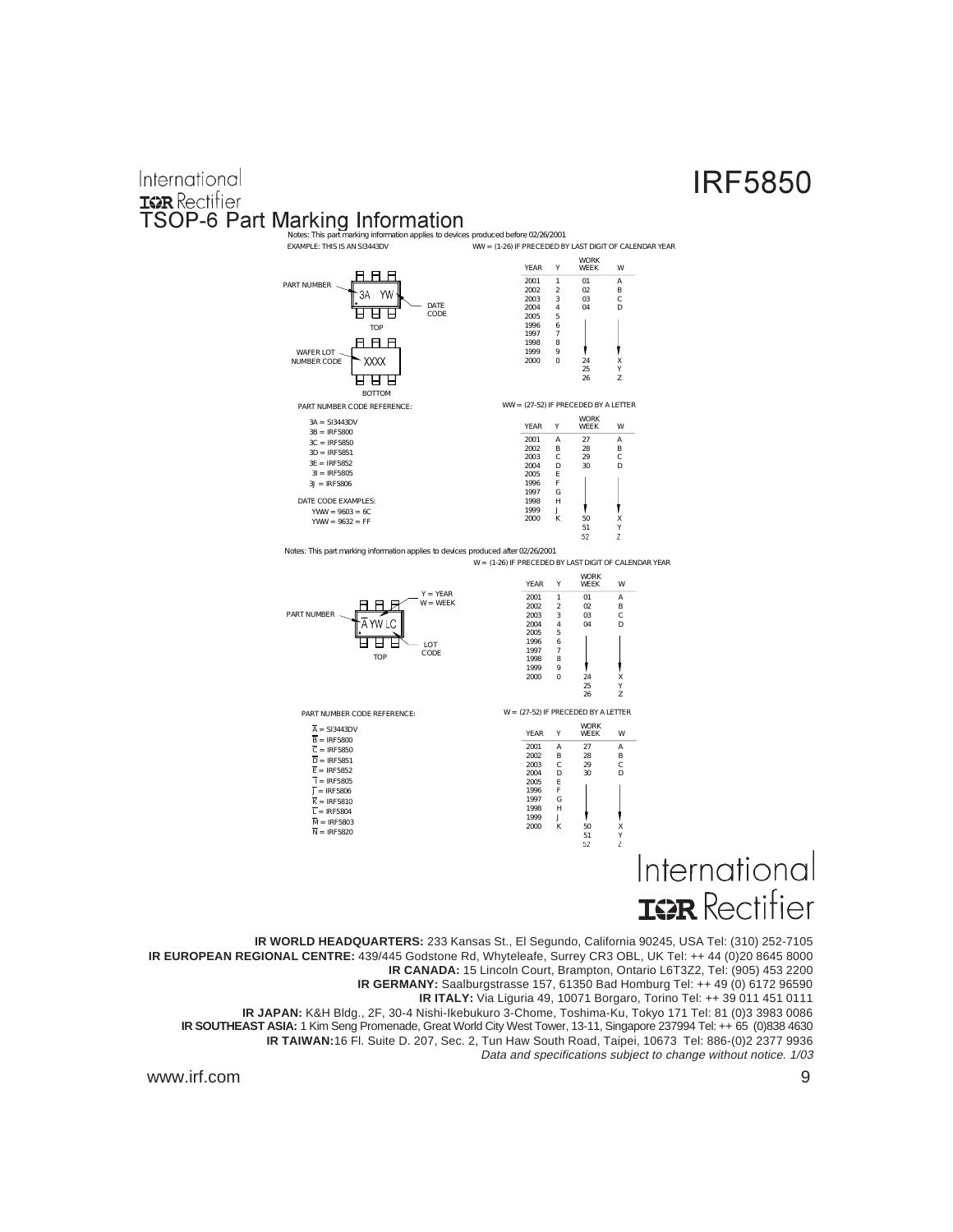# TSOP-6 Part Marking Information

Notes: This part marking information applies to devices produced before 02/26/2001

EXAMPLE: THIS IS AN SI3443DV

PART NUMBER

3A YW

DATE CODE

TOP

WAFER LOT NUMBER CODE

XXXX

BOTTOM

WW = (1-26) IF PRECEDED BY LAST DIGIT OF CALENDAR YEAR

| YEAR | Y | WORK WEEK | W |
|---|---|---|---|
| 2001 | 1 | 01 | A |
| 2002 | 2 | 02 | B |
| 2003 | 3 | 03 | C |
| 2004 | 4 | 04 | D |
| 2005 | 5 | | |
| 1996 | 6 | | |
| 1997 | 7 | | |
| 1998 | 8 | | |
| 1999 | 9 | | |
| 2000 | 0 | 24 | X |
| | | 25 | Y |
| | | 26 | Z |

PART NUMBER CODE REFERENCE:

- 3A = SI3443DV
- 3B = IRF5800
- 3C = IRF5850
- 3D = IRF5851
- 3E = IRF5852
- 3I = IRF5805
- 3J = IRF5806

DATE CODE EXAMPLES:

- YWW = 9603 = 6C
- YWW = 9632 = FF

WW = (27-52) IF PRECEDED BY A LETTER

| YEAR | Y | WORK WEEK | W |
|---|---|---|---|
| 2001 | A | 27 | A |
| 2002 | B | 28 | B |
| 2003 | C | 29 | C |
| 2004 | D | 30 | D |
| 2005 | E | | |
| 1996 | F | | |
| 1997 | G | | |
| 1998 | H | | |
| 1999 | J | | |
| 2000 | K | 50 | X |
| | | 51 | Y |
| | | 52 | Z |

Notes: This part marking information applies to devices produced after 02/26/2001

PART NUMBER

Ā YW LC

Y = YEAR

W = WEEK

LOT CODE

TOP

W = (1-26) IF PRECEDED BY LAST DIGIT OF CALENDAR YEAR

| YEAR | Y | WORK WEEK | W |
|---|---|---|---|
| 2001 | 1 | 01 | A |
| 2002 | 2 | 02 | B |
| 2003 | 3 | 03 | C |
| 2004 | 4 | 04 | D |
| 2005 | 5 | | |
| 1996 | 6 | | |
| 1997 | 7 | | |
| 1998 | 8 | | |
| 1999 | 9 | | |
| 2000 | 0 | 24 | X |
| | | 25 | Y |
| | | 26 | Z |

PART NUMBER CODE REFERENCE:

- $\overline{A}$ = SI3443DV
- $\overline{B}$ = IRF5800
- $\overline{C}$ = IRF5850
- $\overline{D}$ = IRF5851
- $\overline{E}$ = IRF5852
- $\overline{I}$ = IRF5805
- $\overline{J}$ = IRF5806
- $\overline{K}$ = IRF5810
- $\overline{L}$ = IRF5804
- $\overline{M}$ = IRF5803
- $\overline{N}$ = IRF5820

W = (27-52) IF PRECEDED BY A LETTER

| YEAR | Y | WORK WEEK | W |
|---|---|---|---|
| 2001 | A | 27 | A |
| 2002 | B | 28 | B |
| 2003 | C | 29 | C |
| 2004 | D | 30 | D |
| 2005 | E | | |
| 1996 | F | | |
| 1997 | G | | |
| 1998 | H | | |
| 1999 | J | | |
| 2000 | K | 50 | X |
| | | 51 | Y |
| | | 52 | Z |

International IOR Rectifier

**IR WORLD HEADQUARTERS:** 233 Kansas St., El Segundo, California 90245, USA Tel: (310) 252-7105
**IR EUROPEAN REGIONAL CENTRE:** 439/445 Godstone Rd, Whyteleafe, Surrey CR3 OBL, UK Tel: ++ 44 (0)20 8645 8000
**IR CANADA:** 15 Lincoln Court, Brampton, Ontario L6T3Z2, Tel: (905) 453 2200
**IR GERMANY:** Saalburgstrasse 157, 61350 Bad Homburg Tel: ++ 49 (0) 6172 96590
**IR ITALY:** Via Liguria 49, 10071 Borgaro, Torino Tel: ++ 39 011 451 0111
**IR JAPAN:** K&H Bldg., 2F, 30-4 Nishi-Ikebukuro 3-Chome, Toshima-Ku, Tokyo 171 Tel: 81 (0)3 3983 0086
**IR SOUTHEAST ASIA:** 1 Kim Seng Promenade, Great World City West Tower, 13-11, Singapore 237994 Tel: ++ 65 (0)838 4630
**IR TAIWAN:** 16 Fl. Suite D. 207, Sec. 2, Tun Haw South Road, Taipei, 10673 Tel: 886-(0)2 2377 9936

*Data and specifications subject to change without notice. 1/03*

www.irf.com